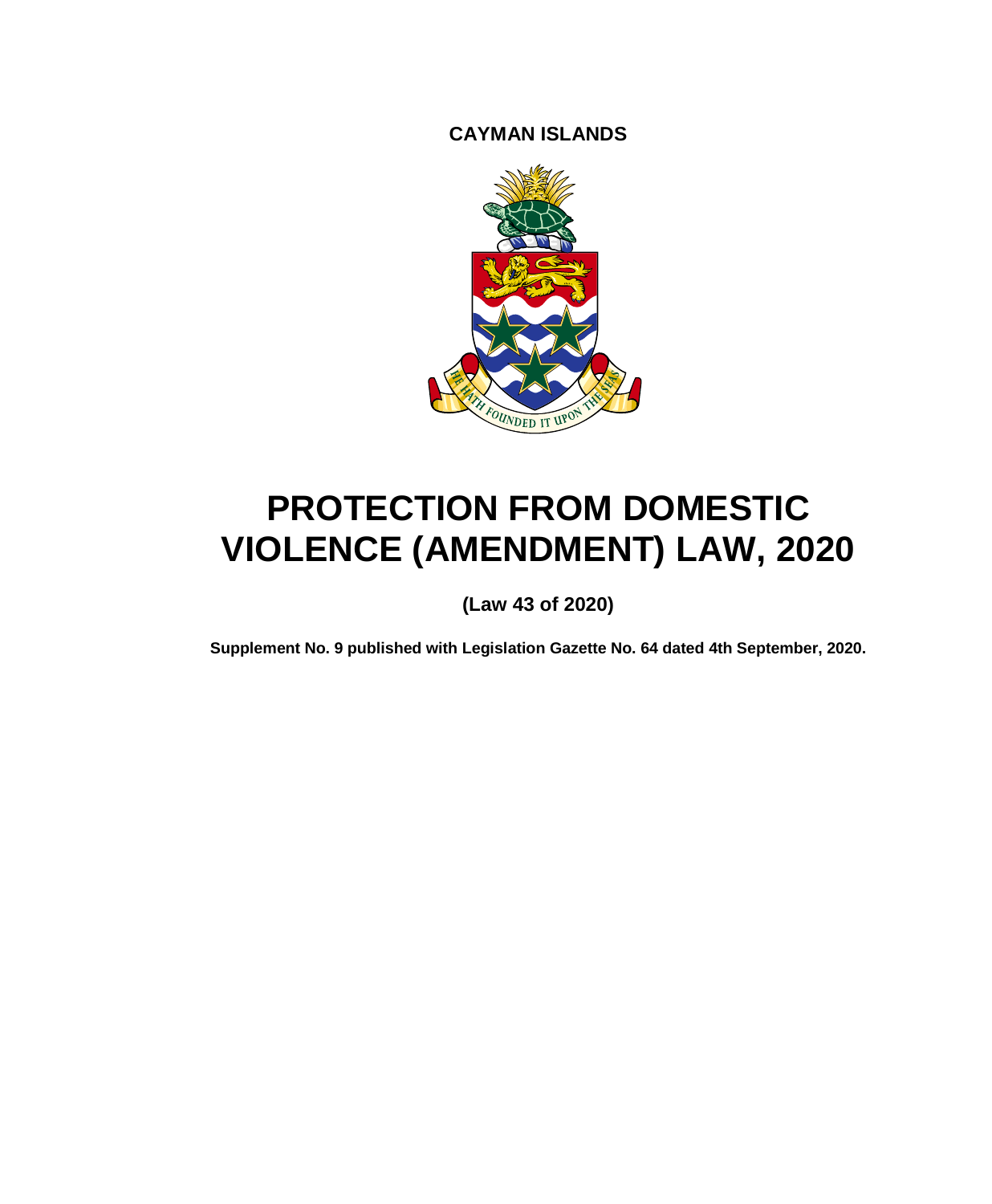**CAYMAN ISLANDS**

# PROTECTION FROM DOMESTIC VIOLENCE (AMENDMENT) LAW, 2020

**(Law 43 of 2020)**

**Supplement No. 9 published with Legislation Gazette No. 64 dated 4th September, 2020.**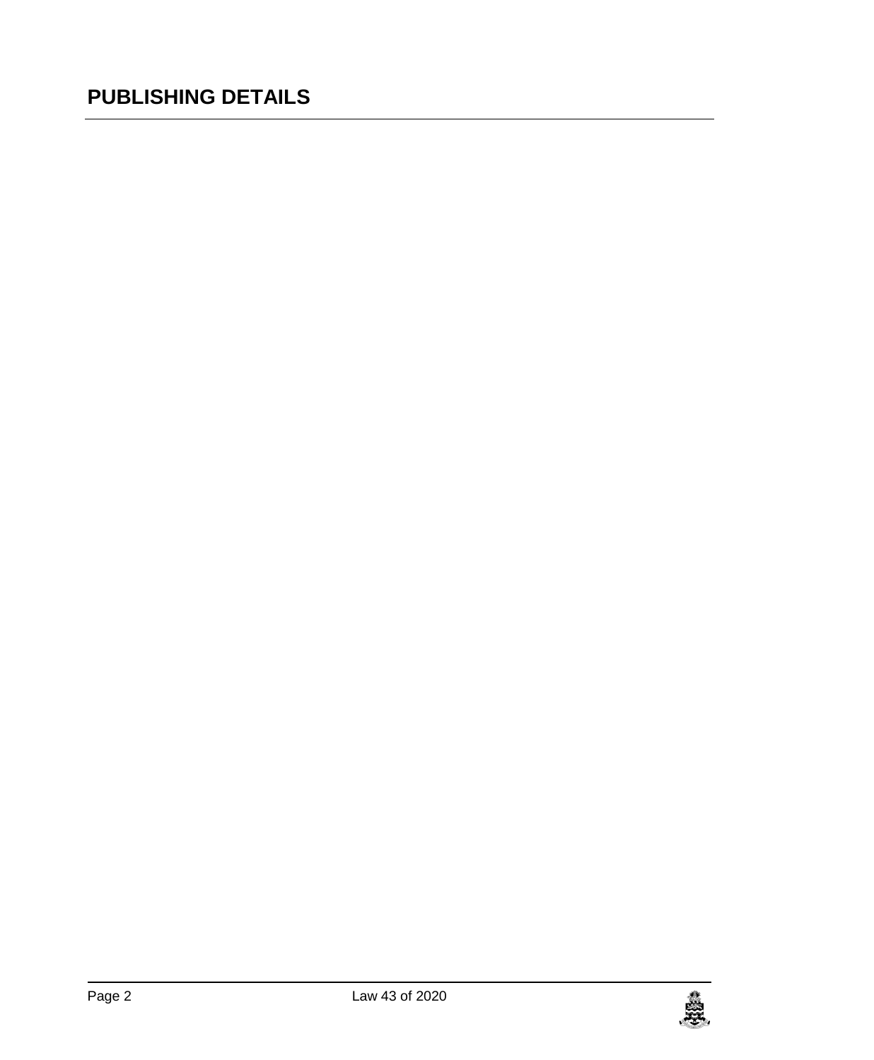# PUBLISHING DETAILS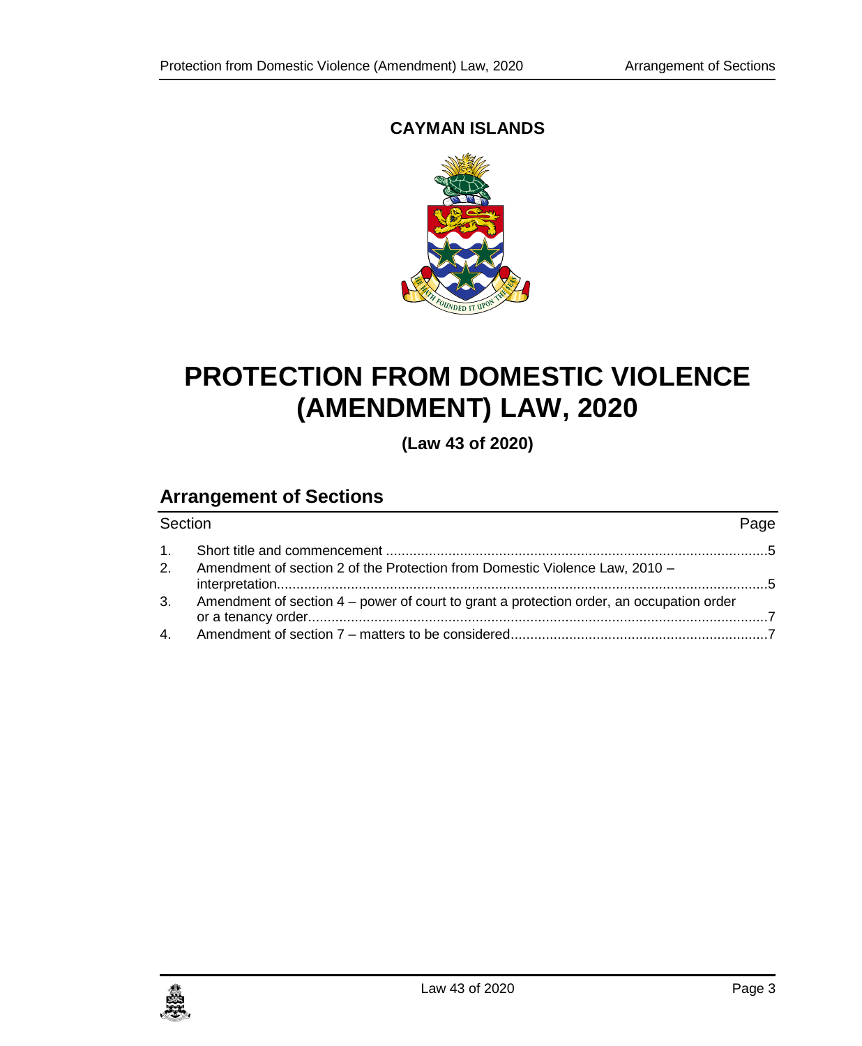**CAYMAN ISLANDS**

# PROTECTION FROM DOMESTIC VIOLENCE (AMENDMENT) LAW, 2020

**(Law 43 of 2020)**

## Arrangement of Sections

| Section | | Page |
|---|---|---|
| 1. | Short title and commencement | 5 |
| 2. | Amendment of section 2 of the Protection from Domestic Violence Law, 2010 – interpretation | 5 |
| 3. | Amendment of section 4 – power of court to grant a protection order, an occupation order or a tenancy order | 7 |
| 4. | Amendment of section 7 – matters to be considered | 7 |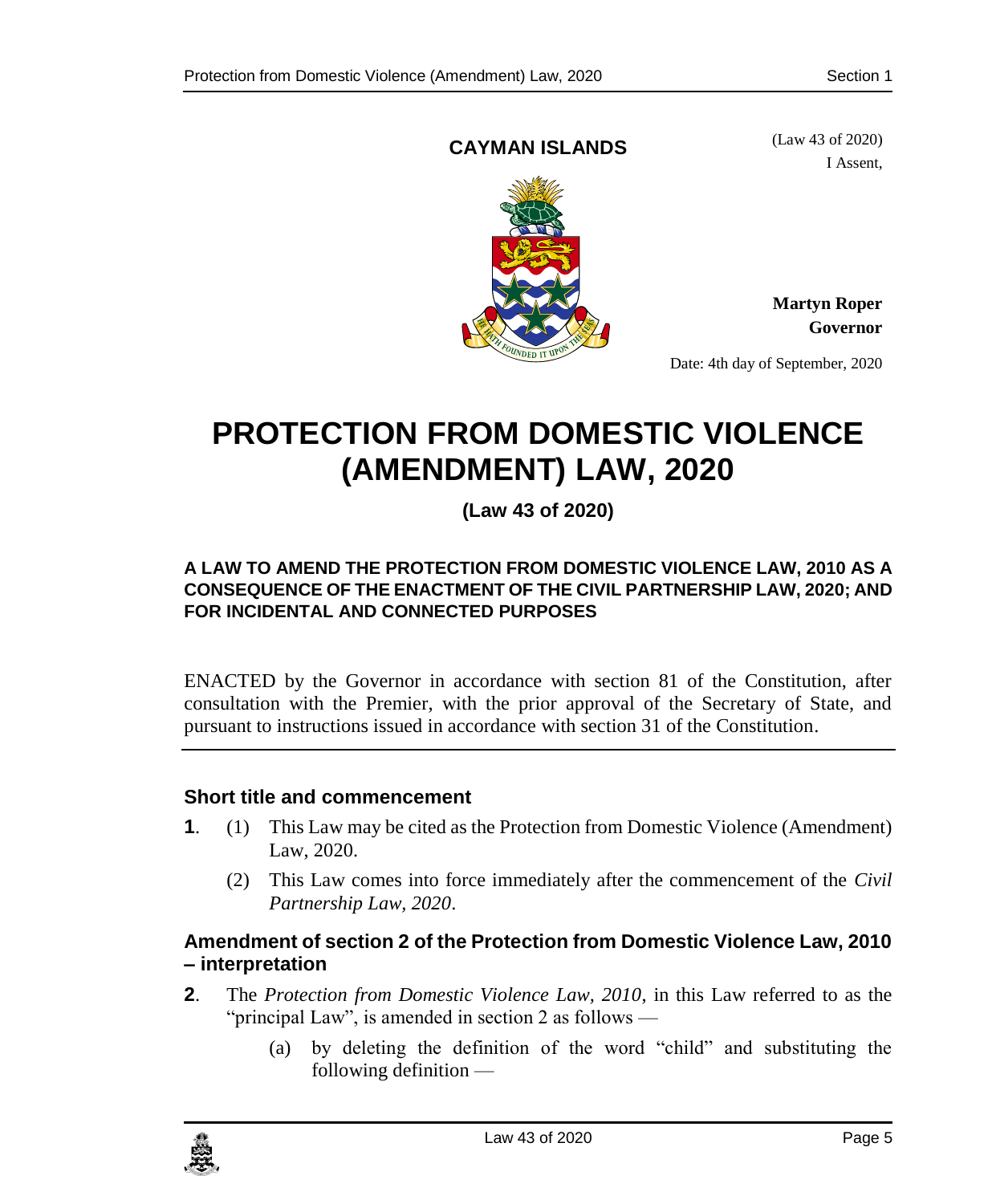**CAYMAN ISLANDS**

(Law 43 of 2020)

I Assent,

**Martyn Roper**
**Governor**

Date: 4th day of September, 2020

# PROTECTION FROM DOMESTIC VIOLENCE (AMENDMENT) LAW, 2020

**(Law 43 of 2020)**

**A LAW TO AMEND THE PROTECTION FROM DOMESTIC VIOLENCE LAW, 2010 AS A CONSEQUENCE OF THE ENACTMENT OF THE CIVIL PARTNERSHIP LAW, 2020; AND FOR INCIDENTAL AND CONNECTED PURPOSES**

ENACTED by the Governor in accordance with section 81 of the Constitution, after consultation with the Premier, with the prior approval of the Secretary of State, and pursuant to instructions issued in accordance with section 31 of the Constitution.

### Short title and commencement

**1**. (1) This Law may be cited as the Protection from Domestic Violence (Amendment) Law, 2020.

(2) This Law comes into force immediately after the commencement of the *Civil Partnership Law, 2020*.

### Amendment of section 2 of the Protection from Domestic Violence Law, 2010 – interpretation

**2**. The *Protection from Domestic Violence Law, 2010*, in this Law referred to as the "principal Law", is amended in section 2 as follows —

(a) by deleting the definition of the word "child" and substituting the following definition —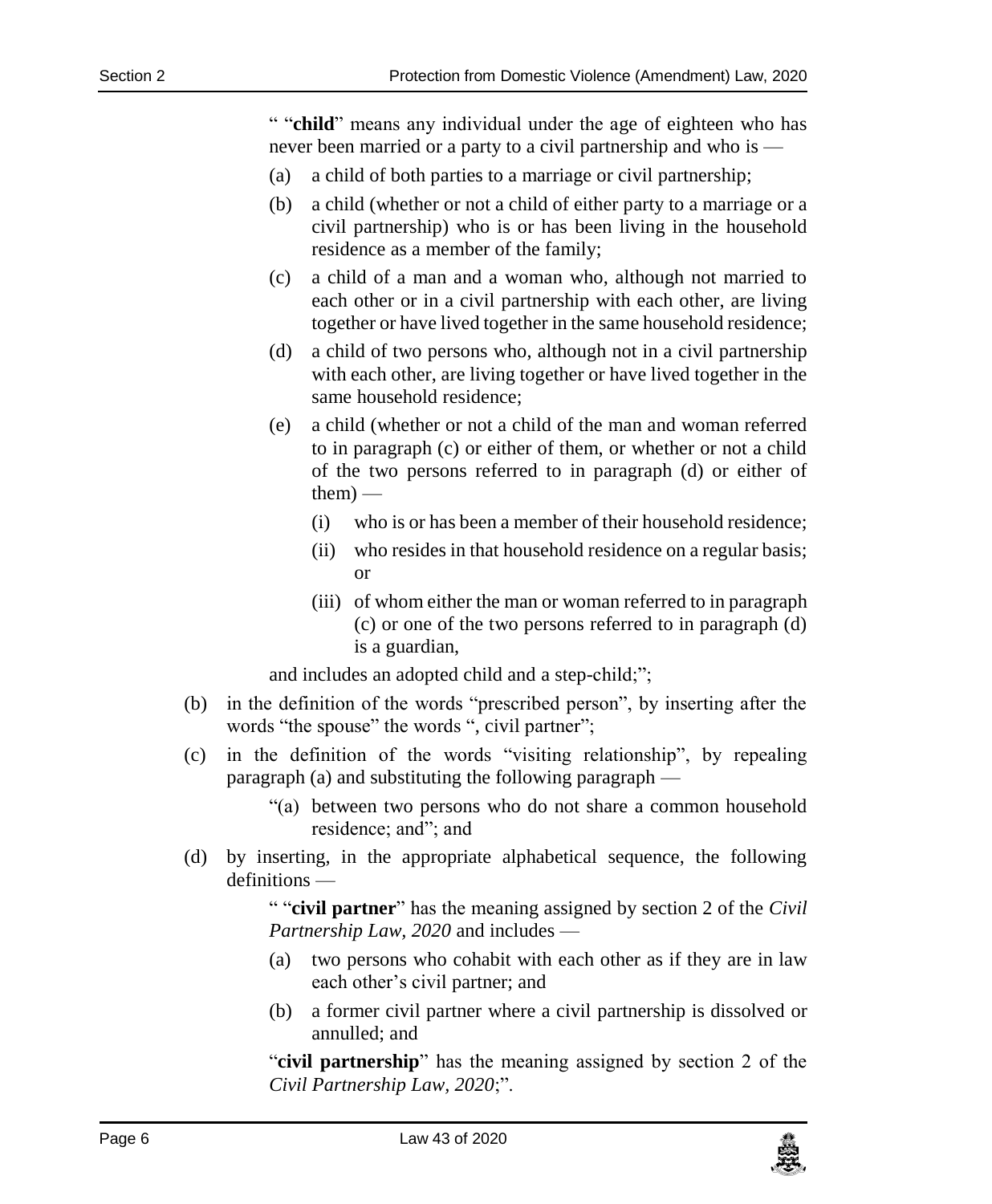" "**child**" means any individual under the age of eighteen who has never been married or a party to a civil partnership and who is —

(a) a child of both parties to a marriage or civil partnership;

(b) a child (whether or not a child of either party to a marriage or a civil partnership) who is or has been living in the household residence as a member of the family;

(c) a child of a man and a woman who, although not married to each other or in a civil partnership with each other, are living together or have lived together in the same household residence;

(d) a child of two persons who, although not in a civil partnership with each other, are living together or have lived together in the same household residence;

(e) a child (whether or not a child of the man and woman referred to in paragraph (c) or either of them, or whether or not a child of the two persons referred to in paragraph (d) or either of them) —

(i) who is or has been a member of their household residence;

(ii) who resides in that household residence on a regular basis; or

(iii) of whom either the man or woman referred to in paragraph (c) or one of the two persons referred to in paragraph (d) is a guardian,

and includes an adopted child and a step-child;";

(b) in the definition of the words "prescribed person", by inserting after the words "the spouse" the words ", civil partner";

(c) in the definition of the words "visiting relationship", by repealing paragraph (a) and substituting the following paragraph —

"(a) between two persons who do not share a common household residence; and"; and

(d) by inserting, in the appropriate alphabetical sequence, the following definitions —

" "**civil partner**" has the meaning assigned by section 2 of the *Civil Partnership Law, 2020* and includes —

(a) two persons who cohabit with each other as if they are in law each other's civil partner; and

(b) a former civil partner where a civil partnership is dissolved or annulled; and

"**civil partnership**" has the meaning assigned by section 2 of the *Civil Partnership Law, 2020*;".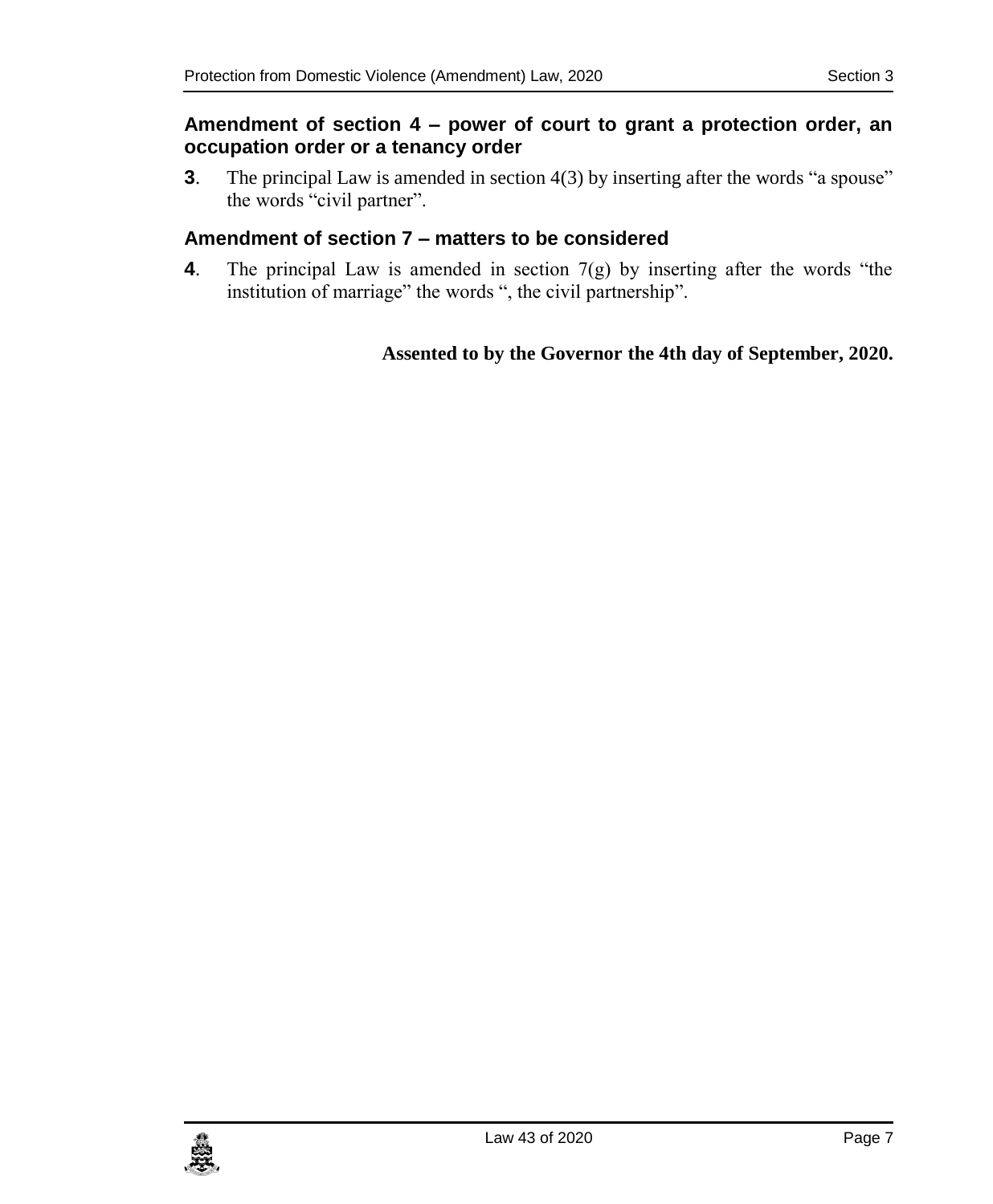### Amendment of section 4 – power of court to grant a protection order, an occupation order or a tenancy order

**3**. The principal Law is amended in section 4(3) by inserting after the words "a spouse" the words "civil partner".

### Amendment of section 7 – matters to be considered

**4**. The principal Law is amended in section 7(g) by inserting after the words "the institution of marriage" the words ", the civil partnership".

**Assented to by the Governor the 4th day of September, 2020.**